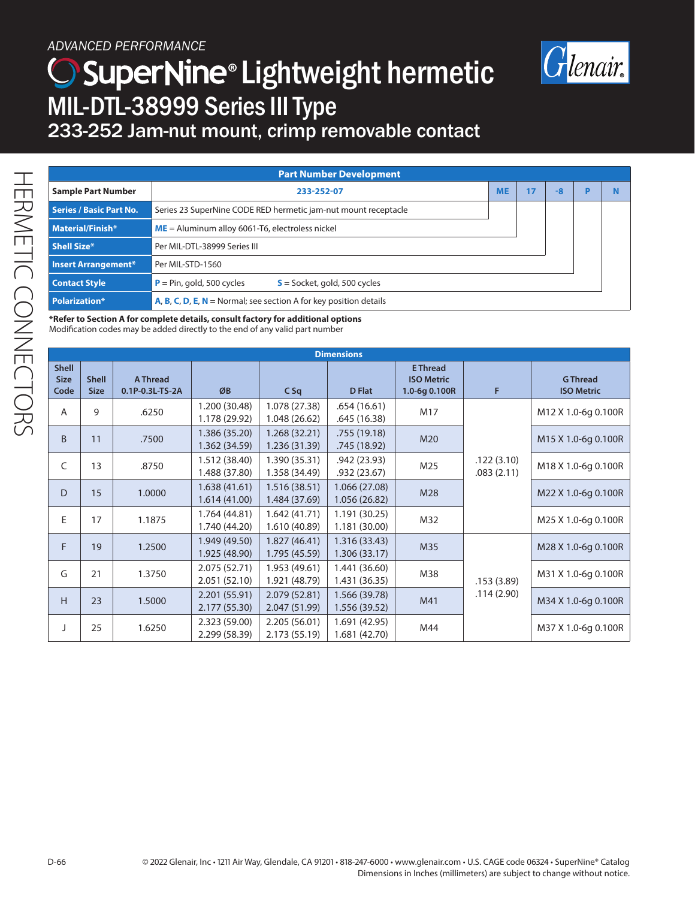*ADVANCED PERFORMANCE*

# SuperNine® Lightweight hermetic

## MIL-DTL-38999 Series III Type

### 233-252 Jam-nut mount, crimp removable contact

HERMETIC CONNECTORS

| Part Number Development | | | | | | |
|---|---|---|---|---|---|---|
| **Sample Part Number** | 233-252-07 | ME | 17 | -8 | P | N |
| **Series / Basic Part No.** | Series 23 SuperNine CODE RED hermetic jam-nut mount receptacle | | | | | |
| **Material/Finish*** | **ME** = Aluminum alloy 6061-T6, electroless nickel | | | | | |
| **Shell Size*** | Per MIL-DTL-38999 Series III | | | | | |
| **Insert Arrangement*** | Per MIL-STD-1560 | | | | | |
| **Contact Style** | **P** = Pin, gold, 500 cycles **S** = Socket, gold, 500 cycles | | | | | |
| **Polarization*** | **A**, **B**, **C**, **D**, **E**, **N** = Normal; see section A for key position details | | | | | |

***Refer to Section A for complete details, consult factory for additional options**
Modification codes may be added directly to the end of any valid part number

| Shell Size Code | Shell Size | A Thread 0.1P-0.3L-TS-2A | ØB | C Sq | D Flat | E Thread ISO Metric 1.0-6g 0.100R | F | G Thread ISO Metric |
|---|---|---|---|---|---|---|---|---|
| A | 9 | .6250 | 1.200 (30.48) 1.178 (29.92) | 1.078 (27.38) 1.048 (26.62) | .654 (16.61) .645 (16.38) | M17 | .122 (3.10) .083 (2.11) | M12 X 1.0-6g 0.100R |
| B | 11 | .7500 | 1.386 (35.20) 1.362 (34.59) | 1.268 (32.21) 1.236 (31.39) | .755 (19.18) .745 (18.92) | M20 | .122 (3.10) .083 (2.11) | M15 X 1.0-6g 0.100R |
| C | 13 | .8750 | 1.512 (38.40) 1.488 (37.80) | 1.390 (35.31) 1.358 (34.49) | .942 (23.93) .932 (23.67) | M25 | .122 (3.10) .083 (2.11) | M18 X 1.0-6g 0.100R |
| D | 15 | 1.0000 | 1.638 (41.61) 1.614 (41.00) | 1.516 (38.51) 1.484 (37.69) | 1.066 (27.08) 1.056 (26.82) | M28 | .122 (3.10) .083 (2.11) | M22 X 1.0-6g 0.100R |
| E | 17 | 1.1875 | 1.764 (44.81) 1.740 (44.20) | 1.642 (41.71) 1.610 (40.89) | 1.191 (30.25) 1.181 (30.00) | M32 | .122 (3.10) .083 (2.11) | M25 X 1.0-6g 0.100R |
| F | 19 | 1.2500 | 1.949 (49.50) 1.925 (48.90) | 1.827 (46.41) 1.795 (45.59) | 1.316 (33.43) 1.306 (33.17) | M35 | .153 (3.89) .114 (2.90) | M28 X 1.0-6g 0.100R |
| G | 21 | 1.3750 | 2.075 (52.71) 2.051 (52.10) | 1.953 (49.61) 1.921 (48.79) | 1.441 (36.60) 1.431 (36.35) | M38 | .153 (3.89) .114 (2.90) | M31 X 1.0-6g 0.100R |
| H | 23 | 1.5000 | 2.201 (55.91) 2.177 (55.30) | 2.079 (52.81) 2.047 (51.99) | 1.566 (39.78) 1.556 (39.52) | M41 | .153 (3.89) .114 (2.90) | M34 X 1.0-6g 0.100R |
| J | 25 | 1.6250 | 2.323 (59.00) 2.299 (58.39) | 2.205 (56.01) 2.173 (55.19) | 1.691 (42.95) 1.681 (42.70) | M44 | .153 (3.89) .114 (2.90) | M37 X 1.0-6g 0.100R |

© 2022 Glenair, Inc • 1211 Air Way, Glendale, CA 91201 • 818-247-6000 • www.glenair.com • U.S. CAGE code 06324 • SuperNine® Catalog
Dimensions in Inches (millimeters) are subject to change without notice.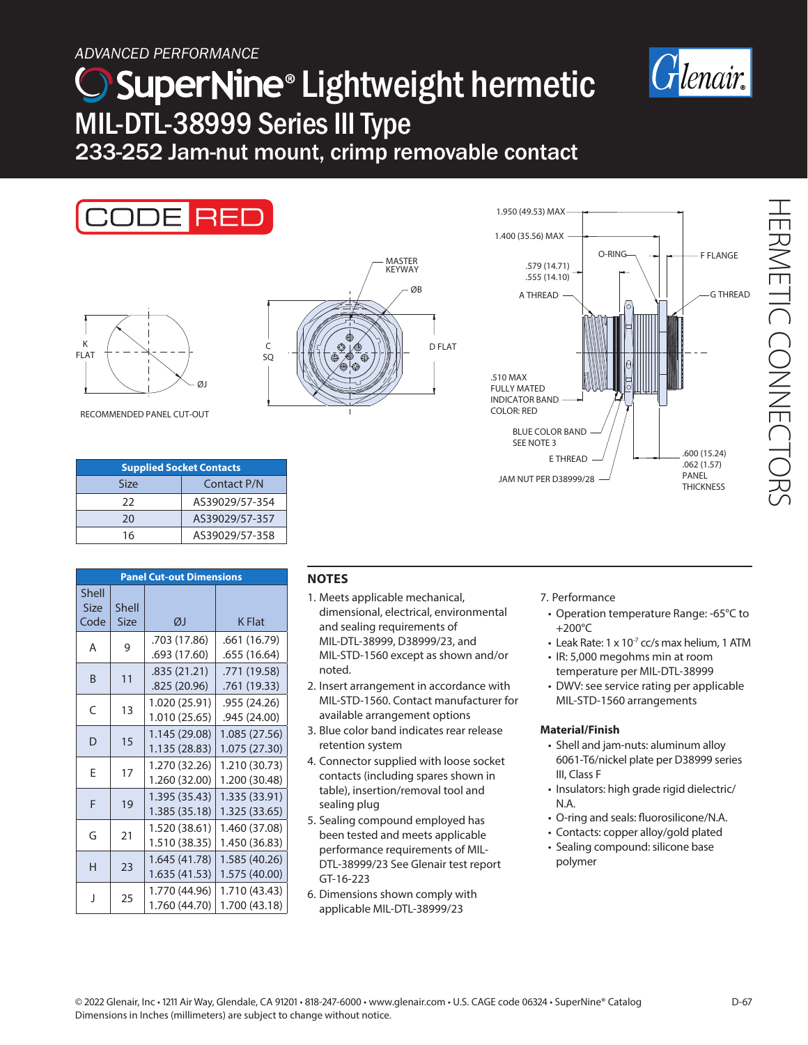ADVANCED PERFORMANCE

# SuperNine® Lightweight hermetic

## MIL-DTL-38999 Series III Type

### 233-252 Jam-nut mount, crimp removable contact

CODE RED

1.950 (49.53) MAX
1.400 (35.56) MAX
O-RING
F FLANGE
.579 (14.71)
.555 (14.10)
A THREAD
G THREAD
MASTER KEYWAY
ØB
K FLAT
ØJ
C SQ
D FLAT
RECOMMENDED PANEL CUT-OUT
.510 MAX FULLY MATED INDICATOR BAND COLOR: RED
BLUE COLOR BAND SEE NOTE 3
E THREAD
JAM NUT PER D38999/28
.600 (15.24)
.062 (1.57)
PANEL THICKNESS

| Supplied Socket Contacts | |
|---|---|
| Size | Contact P/N |
| 22 | AS39029/57-354 |
| 20 | AS39029/57-357 |
| 16 | AS39029/57-358 |

| Panel Cut-out Dimensions | | | |
|---|---|---|---|
| Shell Size Code | Shell Size | ØJ | K Flat |
| A | 9 | .703 (17.86) .693 (17.60) | .661 (16.79) .655 (16.64) |
| B | 11 | .835 (21.21) .825 (20.96) | .771 (19.58) .761 (19.33) |
| C | 13 | 1.020 (25.91) 1.010 (25.65) | .955 (24.26) .945 (24.00) |
| D | 15 | 1.145 (29.08) 1.135 (28.83) | 1.085 (27.56) 1.075 (27.30) |
| E | 17 | 1.270 (32.26) 1.260 (32.00) | 1.210 (30.73) 1.200 (30.48) |
| F | 19 | 1.395 (35.43) 1.385 (35.18) | 1.335 (33.91) 1.325 (33.65) |
| G | 21 | 1.520 (38.61) 1.510 (38.35) | 1.460 (37.08) 1.450 (36.83) |
| H | 23 | 1.645 (41.78) 1.635 (41.53) | 1.585 (40.26) 1.575 (40.00) |
| J | 25 | 1.770 (44.96) 1.760 (44.70) | 1.710 (43.43) 1.700 (43.18) |

## NOTES

1. Meets applicable mechanical, dimensional, electrical, environmental and sealing requirements of MIL-DTL-38999, D38999/23, and MIL-STD-1560 except as shown and/or noted.
2. Insert arrangement in accordance with MIL-STD-1560. Contact manufacturer for available arrangement options
3. Blue color band indicates rear release retention system
4. Connector supplied with loose socket contacts (including spares shown in table), insertion/removal tool and sealing plug
5. Sealing compound employed has been tested and meets applicable performance requirements of MIL-DTL-38999/23 See Glenair test report GT-16-223
6. Dimensions shown comply with applicable MIL-DTL-38999/23
7. Performance
   - Operation temperature Range: -65°C to +200°C
   - Leak Rate: 1 x $10^{-7}$ cc/s max helium, 1 ATM
   - IR: 5,000 megohms min at room temperature per MIL-DTL-38999
   - DWV: see service rating per applicable MIL-STD-1560 arrangements

### Material/Finish

- Shell and jam-nuts: aluminum alloy 6061-T6/nickel plate per D38999 series III, Class F
- Insulators: high grade rigid dielectric/N.A.
- O-ring and seals: fluorosilicone/N.A.
- Contacts: copper alloy/gold plated
- Sealing compound: silicone base polymer

HERMETIC CONNECTORS

© 2022 Glenair, Inc • 1211 Air Way, Glendale, CA 91201 • 818-247-6000 • www.glenair.com • U.S. CAGE code 06324 • SuperNine® Catalog
Dimensions in Inches (millimeters) are subject to change without notice.